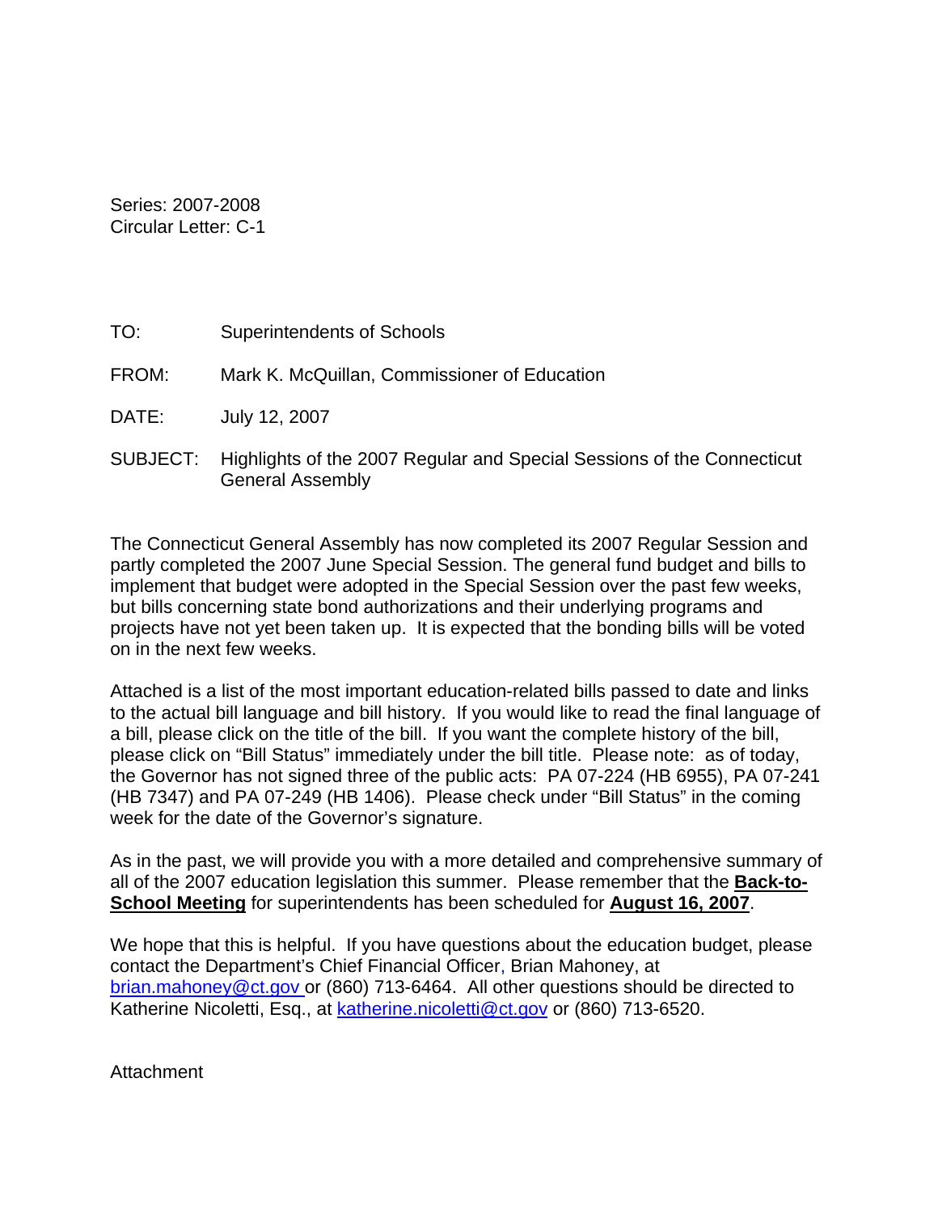Series: 2007-2008
Circular Letter: C-1

TO: Superintendents of Schools

FROM: Mark K. McQuillan, Commissioner of Education

DATE: July 12, 2007

SUBJECT: Highlights of the 2007 Regular and Special Sessions of the Connecticut General Assembly

The Connecticut General Assembly has now completed its 2007 Regular Session and partly completed the 2007 June Special Session. The general fund budget and bills to implement that budget were adopted in the Special Session over the past few weeks, but bills concerning state bond authorizations and their underlying programs and projects have not yet been taken up. It is expected that the bonding bills will be voted on in the next few weeks.

Attached is a list of the most important education-related bills passed to date and links to the actual bill language and bill history. If you would like to read the final language of a bill, please click on the title of the bill. If you want the complete history of the bill, please click on "Bill Status" immediately under the bill title. Please note: as of today, the Governor has not signed three of the public acts: PA 07-224 (HB 6955), PA 07-241 (HB 7347) and PA 07-249 (HB 1406). Please check under "Bill Status" in the coming week for the date of the Governor's signature.

As in the past, we will provide you with a more detailed and comprehensive summary of all of the 2007 education legislation this summer. Please remember that the **Back-to-School Meeting** for superintendents has been scheduled for **August 16, 2007**.

We hope that this is helpful. If you have questions about the education budget, please contact the Department's Chief Financial Officer, Brian Mahoney, at brian.mahoney@ct.gov or (860) 713-6464. All other questions should be directed to Katherine Nicoletti, Esq., at katherine.nicoletti@ct.gov or (860) 713-6520.

Attachment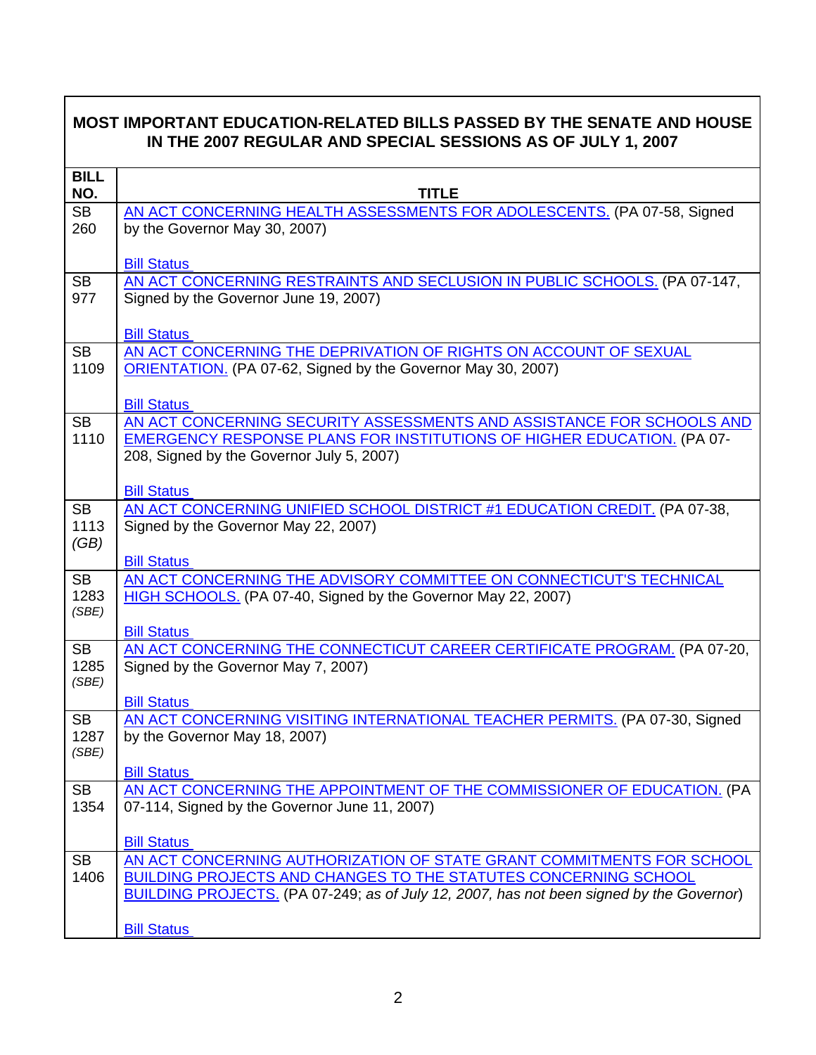| BILL NO. | TITLE |
|---|---|
| **MOST IMPORTANT EDUCATION-RELATED BILLS PASSED BY THE SENATE AND HOUSE IN THE 2007 REGULAR AND SPECIAL SESSIONS AS OF JULY 1, 2007** | |
| SB 260 | AN ACT CONCERNING HEALTH ASSESSMENTS FOR ADOLESCENTS. (PA 07-58, Signed by the Governor May 30, 2007)<br><br>Bill Status |
| SB 977 | AN ACT CONCERNING RESTRAINTS AND SECLUSION IN PUBLIC SCHOOLS. (PA 07-147, Signed by the Governor June 19, 2007)<br><br>Bill Status |
| SB 1109 | AN ACT CONCERNING THE DEPRIVATION OF RIGHTS ON ACCOUNT OF SEXUAL ORIENTATION. (PA 07-62, Signed by the Governor May 30, 2007)<br><br>Bill Status |
| SB 1110 | AN ACT CONCERNING SECURITY ASSESSMENTS AND ASSISTANCE FOR SCHOOLS AND EMERGENCY RESPONSE PLANS FOR INSTITUTIONS OF HIGHER EDUCATION. (PA 07-208, Signed by the Governor July 5, 2007)<br><br>Bill Status |
| SB 1113 *(GB)* | AN ACT CONCERNING UNIFIED SCHOOL DISTRICT #1 EDUCATION CREDIT. (PA 07-38, Signed by the Governor May 22, 2007)<br><br>Bill Status |
| SB 1283 *(SBE)* | AN ACT CONCERNING THE ADVISORY COMMITTEE ON CONNECTICUT'S TECHNICAL HIGH SCHOOLS. (PA 07-40, Signed by the Governor May 22, 2007)<br><br>Bill Status |
| SB 1285 *(SBE)* | AN ACT CONCERNING THE CONNECTICUT CAREER CERTIFICATE PROGRAM. (PA 07-20, Signed by the Governor May 7, 2007)<br><br>Bill Status |
| SB 1287 *(SBE)* | AN ACT CONCERNING VISITING INTERNATIONAL TEACHER PERMITS. (PA 07-30, Signed by the Governor May 18, 2007)<br><br>Bill Status |
| SB 1354 | AN ACT CONCERNING THE APPOINTMENT OF THE COMMISSIONER OF EDUCATION. (PA 07-114, Signed by the Governor June 11, 2007)<br><br>Bill Status |
| SB 1406 | AN ACT CONCERNING AUTHORIZATION OF STATE GRANT COMMITMENTS FOR SCHOOL BUILDING PROJECTS AND CHANGES TO THE STATUTES CONCERNING SCHOOL BUILDING PROJECTS. (PA 07-249; *as of July 12, 2007, has not been signed by the Governor*)<br><br>Bill Status |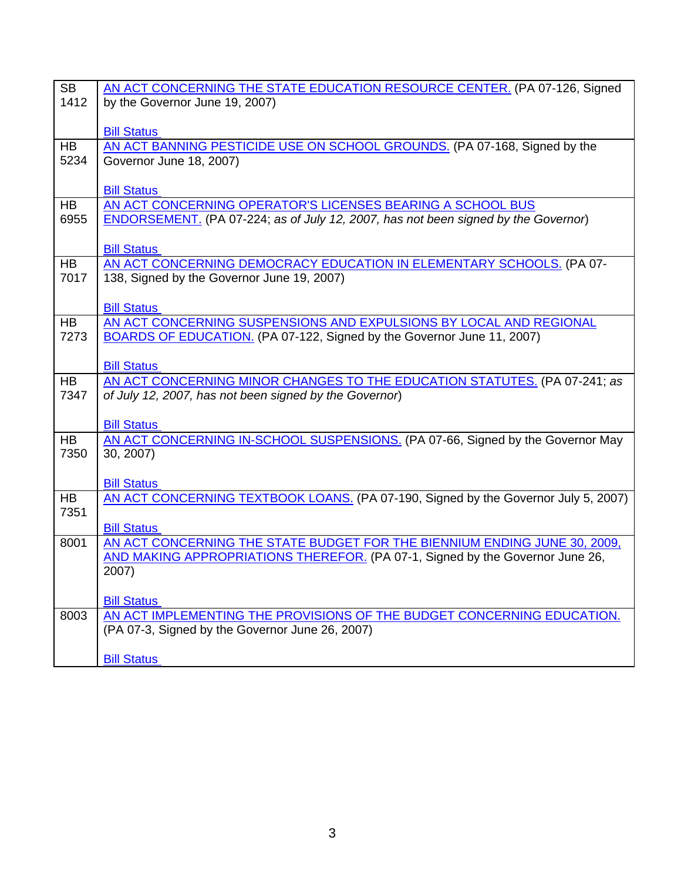| | |
|---|---|
| SB 1412 | AN ACT CONCERNING THE STATE EDUCATION RESOURCE CENTER. (PA 07-126, Signed by the Governor June 19, 2007)<br><br>Bill Status |
| HB 5234 | AN ACT BANNING PESTICIDE USE ON SCHOOL GROUNDS. (PA 07-168, Signed by the Governor June 18, 2007)<br><br>Bill Status |
| HB 6955 | AN ACT CONCERNING OPERATOR'S LICENSES BEARING A SCHOOL BUS ENDORSEMENT. (PA 07-224; *as of July 12, 2007, has not been signed by the Governor*)<br><br>Bill Status |
| HB 7017 | AN ACT CONCERNING DEMOCRACY EDUCATION IN ELEMENTARY SCHOOLS. (PA 07-138, Signed by the Governor June 19, 2007)<br><br>Bill Status |
| HB 7273 | AN ACT CONCERNING SUSPENSIONS AND EXPULSIONS BY LOCAL AND REGIONAL BOARDS OF EDUCATION. (PA 07-122, Signed by the Governor June 11, 2007)<br><br>Bill Status |
| HB 7347 | AN ACT CONCERNING MINOR CHANGES TO THE EDUCATION STATUTES. (PA 07-241; *as of July 12, 2007, has not been signed by the Governor*)<br><br>Bill Status |
| HB 7350 | AN ACT CONCERNING IN-SCHOOL SUSPENSIONS. (PA 07-66, Signed by the Governor May 30, 2007)<br><br>Bill Status |
| HB 7351 | AN ACT CONCERNING TEXTBOOK LOANS. (PA 07-190, Signed by the Governor July 5, 2007)<br><br>Bill Status |
| 8001 | AN ACT CONCERNING THE STATE BUDGET FOR THE BIENNIUM ENDING JUNE 30, 2009, AND MAKING APPROPRIATIONS THEREFOR. (PA 07-1, Signed by the Governor June 26, 2007)<br><br>Bill Status |
| 8003 | AN ACT IMPLEMENTING THE PROVISIONS OF THE BUDGET CONCERNING EDUCATION. (PA 07-3, Signed by the Governor June 26, 2007)<br><br>Bill Status |